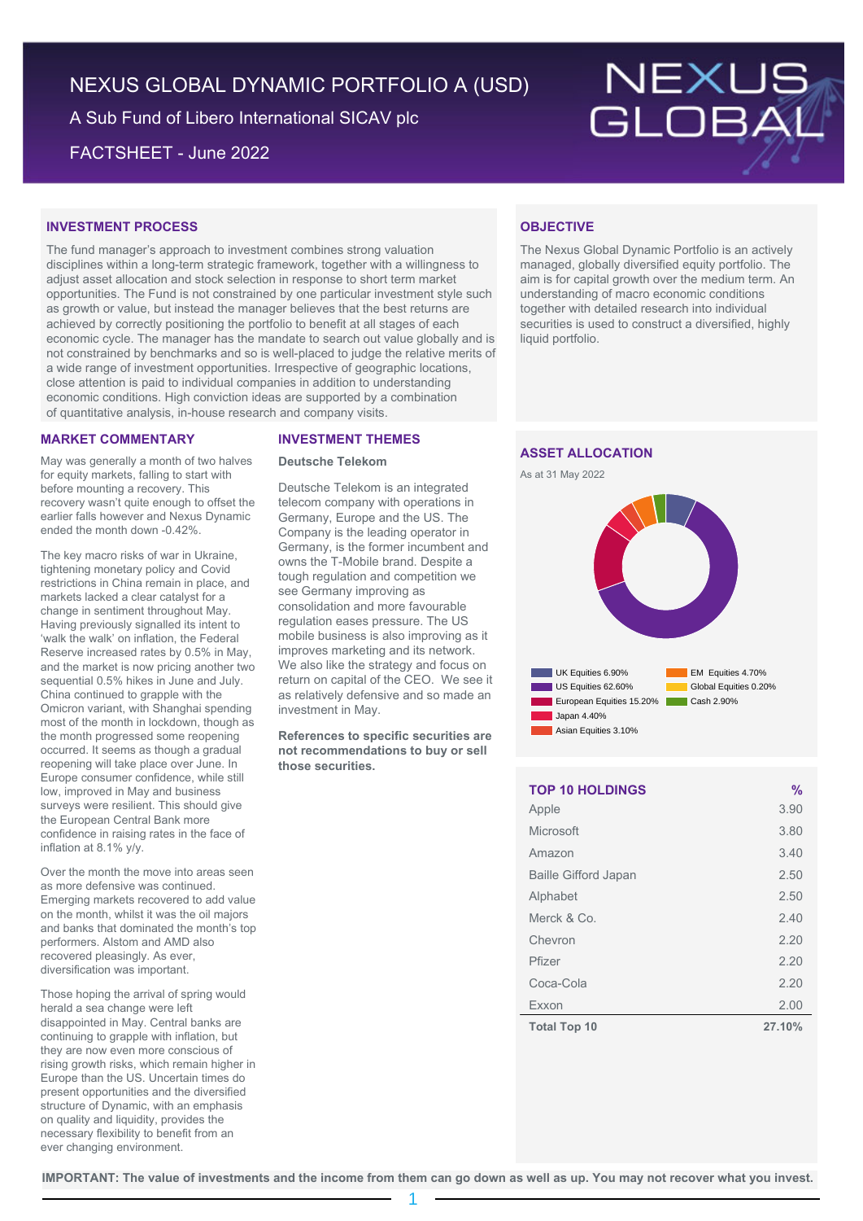# NEXUS GLOBAL DYNAMIC PORTFOLIO A (USD)

A Sub Fund of Libero International SICAV plc

FACTSHEET - June 2022

## INVESTMENT PROCESS

The fund manager's approach to investment combines strong valuation disciplines within a long-term strategic framework, together with a willingness to adjust asset allocation and stock selection in response to short term market opportunities. The Fund is not constrained by one particular investment style such as growth or value, but instead the manager believes that the best returns are achieved by correctly positioning the portfolio to benefit at all stages of each economic cycle. The manager has the mandate to search out value globally and is not constrained by benchmarks and so is well-placed to judge the relative merits of a wide range of investment opportunities. Irrespective of geographic locations, close attention is paid to individual companies in addition to understanding economic conditions. High conviction ideas are supported by a combination of quantitative analysis, in-house research and company visits.

## OBJECTIVE

The Nexus Global Dynamic Portfolio is an actively managed, globally diversified equity portfolio. The aim is for capital growth over the medium term. An understanding of macro economic conditions together with detailed research into individual securities is used to construct a diversified, highly liquid portfolio.

## MARKET COMMENTARY

May was generally a month of two halves for equity markets, falling to start with before mounting a recovery. This recovery wasn't quite enough to offset the earlier falls however and Nexus Dynamic ended the month down -0.42%.

The key macro risks of war in Ukraine, tightening monetary policy and Covid restrictions in China remain in place, and markets lacked a clear catalyst for a change in sentiment throughout May. Having previously signalled its intent to 'walk the walk' on inflation, the Federal Reserve increased rates by 0.5% in May, and the market is now pricing another two sequential 0.5% hikes in June and July. China continued to grapple with the Omicron variant, with Shanghai spending most of the month in lockdown, though as the month progressed some reopening occurred. It seems as though a gradual reopening will take place over June. In Europe consumer confidence, while still low, improved in May and business surveys were resilient. This should give the European Central Bank more confidence in raising rates in the face of inflation at 8.1% y/y.

Over the month the move into areas seen as more defensive was continued. Emerging markets recovered to add value on the month, whilst it was the oil majors and banks that dominated the month's top performers. Alstom and AMD also recovered pleasingly. As ever, diversification was important.

Those hoping the arrival of spring would herald a sea change were left disappointed in May. Central banks are continuing to grapple with inflation, but they are now even more conscious of rising growth risks, which remain higher in Europe than the US. Uncertain times do present opportunities and the diversified structure of Dynamic, with an emphasis on quality and liquidity, provides the necessary flexibility to benefit from an ever changing environment.

## INVESTMENT THEMES

### Deutsche Telekom

Deutsche Telekom is an integrated telecom company with operations in Germany, Europe and the US. The Company is the leading operator in Germany, is the former incumbent and owns the T-Mobile brand. Despite a tough regulation and competition we see Germany improving as consolidation and more favourable regulation eases pressure. The US mobile business is also improving as it improves marketing and its network. We also like the strategy and focus on return on capital of the CEO. We see it as relatively defensive and so made an investment in May.

**References to specific securities are not recommendations to buy or sell those securities.**

## ASSET ALLOCATION

As at 31 May 2022

| Asset Class | % |
|---|---|
| UK Equities | 6.90% |
| US Equities | 62.60% |
| European Equities | 15.20% |
| Japan | 4.40% |
| Asian Equities | 3.10% |
| EM Equities | 4.70% |
| Global Equities | 0.20% |
| Cash | 2.90% |

## TOP 10 HOLDINGS

| TOP 10 HOLDINGS | % |
|---|---|
| Apple | 3.90 |
| Microsoft | 3.80 |
| Amazon | 3.40 |
| Baille Gifford Japan | 2.50 |
| Alphabet | 2.50 |
| Merck & Co. | 2.40 |
| Chevron | 2.20 |
| Pfizer | 2.20 |
| Coca-Cola | 2.20 |
| Exxon | 2.00 |
| **Total Top 10** | **27.10%** |

**IMPORTANT: The value of investments and the income from them can go down as well as up. You may not recover what you invest.**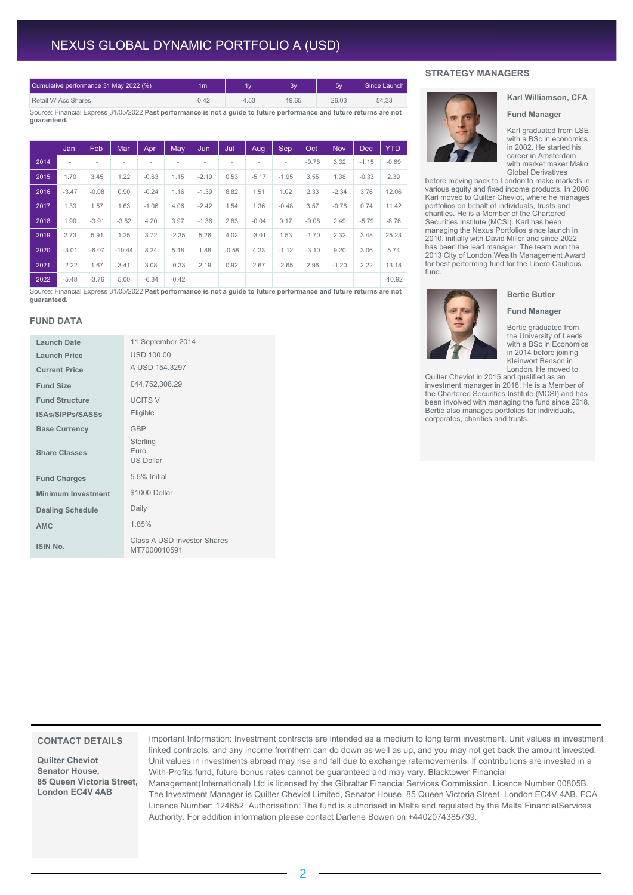# NEXUS GLOBAL DYNAMIC PORTFOLIO A (USD)

| Cumulative performance 31 May 2022 (%) | 1m | 1y | 3y | 5y | Since Launch |
|---|---|---|---|---|---|
| Retail 'A' Acc Shares | -0.42 | -4.53 | 19.65 | 26.03 | 54.33 |

Source: Financial Express 31/05/2022 **Past performance is not a guide to future performance and future returns are not guaranteed.**

| | Jan | Feb | Mar | Apr | May | Jun | Jul | Aug | Sep | Oct | Nov | Dec | YTD |
|---|---|---|---|---|---|---|---|---|---|---|---|---|---|
| 2014 | - | - | - | - | - | - | - | - | - | -0.78 | 3.32 | -1.15 | -0.89 |
| 2015 | 1.70 | 3.45 | 1.22 | -0.63 | 1.15 | -2.19 | 0.53 | -5.17 | -1.95 | 3.55 | 1.38 | -0.33 | 2.39 |
| 2016 | -3.47 | -0.08 | 0.90 | -0.24 | 1.16 | -1.39 | 8.82 | 1.51 | 1.02 | 2.33 | -2.34 | 3.76 | 12.06 |
| 2017 | 1.33 | 1.57 | 1.63 | -1.06 | 4.06 | -2.42 | 1.54 | 1.36 | -0.48 | 3.57 | -0.78 | 0.74 | 11.42 |
| 2018 | 1.90 | -3.91 | -3.52 | 4.20 | 3.97 | -1.36 | 2.83 | -0.04 | 0.17 | -9.08 | 2.49 | -5.79 | -8.76 |
| 2019 | 2.73 | 5.91 | 1.25 | 3.72 | -2.35 | 5.26 | 4.02 | -3.01 | 1.53 | -1.70 | 2.32 | 3.48 | 25.23 |
| 2020 | -3.01 | -6.07 | -10.44 | 8.24 | 5.18 | 1.88 | -0.58 | 4.23 | -1.12 | -3.10 | 9.20 | 3.06 | 5.74 |
| 2021 | -2.22 | 1.67 | 3.41 | 3.08 | -0.33 | 2.19 | 0.92 | 2.67 | -2.65 | 2.96 | -1.20 | 2.22 | 13.18 |
| 2022 | -5.48 | -3.76 | 5.00 | -6.34 | -0.42 | | | | | | | | -10.92 |

Source: Financial Express 31/05/2022 **Past performance is not a guide to future performance and future returns are not guaranteed.**

## FUND DATA

| | |
|---|---|
| Launch Date | 11 September 2014 |
| Launch Price | USD 100.00 |
| Current Price | A USD 154.3297 |
| Fund Size | £44,752,308.29 |
| Fund Structure | UCITS V |
| ISAs/SIPPs/SASSs | Eligible |
| Base Currency | GBP |
| Share Classes | Sterling<br>Euro<br>US Dollar |
| Fund Charges | 5.5% Initial |
| Minimum Investment | $1000 Dollar |
| Dealing Schedule | Daily |
| AMC | 1.85% |
| ISIN No. | Class A USD Investor Shares<br>MT7000010591 |

## STRATEGY MANAGERS

**Karl Williamson, CFA**

**Fund Manager**

Karl graduated from LSE with a BSc in economics in 2002. He started his career in Amsterdam with market maker Mako Global Derivatives before moving back to London to make markets in various equity and fixed income products. In 2008 Karl moved to Quilter Cheviot, where he manages portfolios on behalf of individuals, trusts and charities. He is a Member of the Chartered Securities Institute (MCSI). Karl has been managing the Nexus Portfolios since launch in 2010, initially with David Miller and since 2022 has been the lead manager. The team won the 2013 City of London Wealth Management Award for best performing fund for the Libero Cautious fund.

**Bertie Butler**

**Fund Manager**

Bertie graduated from the University of Leeds with a BSc in Economics in 2014 before joining Kleinwort Benson in London. He moved to Quilter Cheviot in 2015 and qualified as an investment manager in 2018. He is a Member of the Chartered Securities Institute (MCSI) and has been involved with managing the fund since 2018. Bertie also manages portfolios for individuals, corporates, charities and trusts.

## CONTACT DETAILS

**Quilter Cheviot**
**Senator House,**
**85 Queen Victoria Street,**
**London EC4V 4AB**

Important Information: Investment contracts are intended as a medium to long term investment. Unit values in investment linked contracts, and any income fromthem can do down as well as up, and you may not get back the amount invested. Unit values in investments abroad may rise and fall due to exchange ratemovements. If contributions are invested in a With-Profits fund, future bonus rates cannot be guaranteed and may vary. Blacktower Financial Management(International) Ltd is licensed by the Gibraltar Financial Services Commission. Licence Number 00805B. The Investment Manager is Quilter Cheviot Limited, Senator House, 85 Queen Victoria Street, London EC4V 4AB. FCA Licence Number: 124652. Authorisation: The fund is authorised in Malta and regulated by the Malta FinancialServices Authority. For addition information please contact Darlene Bowen on +4402074385739.